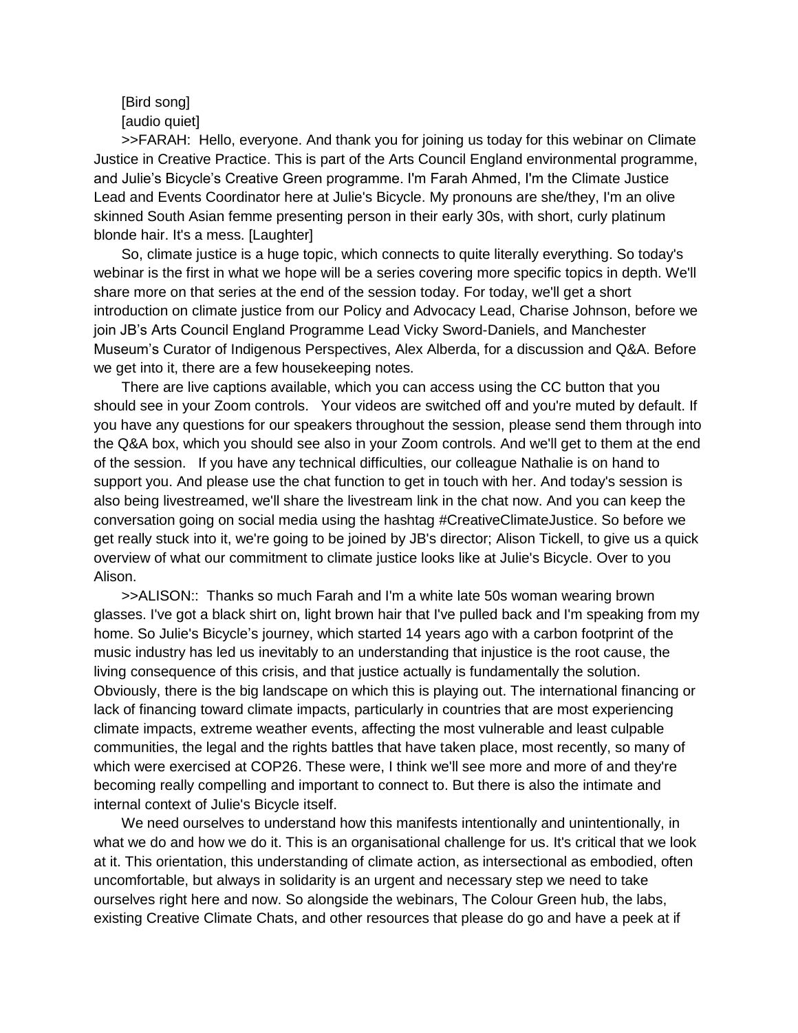[Bird song]

[audio quiet]

>>FARAH: Hello, everyone. And thank you for joining us today for this webinar on Climate Justice in Creative Practice. This is part of the Arts Council England environmental programme, and Julie's Bicycle's Creative Green programme. I'm Farah Ahmed, I'm the Climate Justice Lead and Events Coordinator here at Julie's Bicycle. My pronouns are she/they, I'm an olive skinned South Asian femme presenting person in their early 30s, with short, curly platinum blonde hair. It's a mess. [Laughter]

So, climate justice is a huge topic, which connects to quite literally everything. So today's webinar is the first in what we hope will be a series covering more specific topics in depth. We'll share more on that series at the end of the session today. For today, we'll get a short introduction on climate justice from our Policy and Advocacy Lead, Charise Johnson, before we join JB's Arts Council England Programme Lead Vicky Sword-Daniels, and Manchester Museum's Curator of Indigenous Perspectives, Alex Alberda, for a discussion and Q&A. Before we get into it, there are a few housekeeping notes.

There are live captions available, which you can access using the CC button that you should see in your Zoom controls. Your videos are switched off and you're muted by default. If you have any questions for our speakers throughout the session, please send them through into the Q&A box, which you should see also in your Zoom controls. And we'll get to them at the end of the session. If you have any technical difficulties, our colleague Nathalie is on hand to support you. And please use the chat function to get in touch with her. And today's session is also being livestreamed, we'll share the livestream link in the chat now. And you can keep the conversation going on social media using the hashtag #CreativeClimateJustice. So before we get really stuck into it, we're going to be joined by JB's director; Alison Tickell, to give us a quick overview of what our commitment to climate justice looks like at Julie's Bicycle. Over to you Alison.

>>ALISON:: Thanks so much Farah and I'm a white late 50s woman wearing brown glasses. I've got a black shirt on, light brown hair that I've pulled back and I'm speaking from my home. So Julie's Bicycle's journey, which started 14 years ago with a carbon footprint of the music industry has led us inevitably to an understanding that injustice is the root cause, the living consequence of this crisis, and that justice actually is fundamentally the solution. Obviously, there is the big landscape on which this is playing out. The international financing or lack of financing toward climate impacts, particularly in countries that are most experiencing climate impacts, extreme weather events, affecting the most vulnerable and least culpable communities, the legal and the rights battles that have taken place, most recently, so many of which were exercised at COP26. These were, I think we'll see more and more of and they're becoming really compelling and important to connect to. But there is also the intimate and internal context of Julie's Bicycle itself.

We need ourselves to understand how this manifests intentionally and unintentionally, in what we do and how we do it. This is an organisational challenge for us. It's critical that we look at it. This orientation, this understanding of climate action, as intersectional as embodied, often uncomfortable, but always in solidarity is an urgent and necessary step we need to take ourselves right here and now. So alongside the webinars, The Colour Green hub, the labs, existing Creative Climate Chats, and other resources that please do go and have a peek at if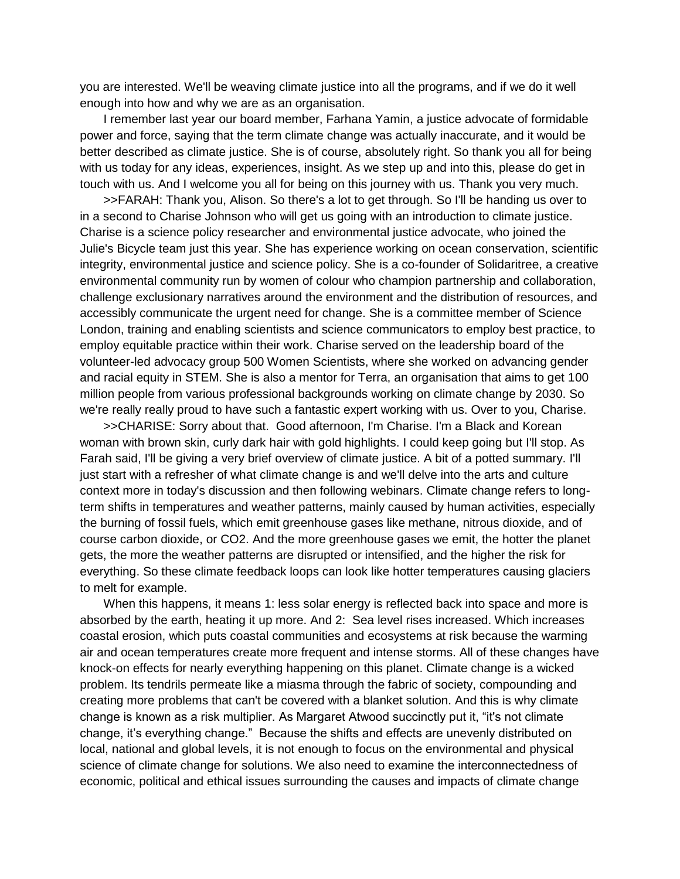you are interested. We'll be weaving climate justice into all the programs, and if we do it well enough into how and why we are as an organisation.

I remember last year our board member, Farhana Yamin, a justice advocate of formidable power and force, saying that the term climate change was actually inaccurate, and it would be better described as climate justice. She is of course, absolutely right. So thank you all for being with us today for any ideas, experiences, insight. As we step up and into this, please do get in touch with us. And I welcome you all for being on this journey with us. Thank you very much.

>>FARAH: Thank you, Alison. So there's a lot to get through. So I'll be handing us over to in a second to Charise Johnson who will get us going with an introduction to climate justice. Charise is a science policy researcher and environmental justice advocate, who joined the Julie's Bicycle team just this year. She has experience working on ocean conservation, scientific integrity, environmental justice and science policy. She is a co-founder of Solidaritree, a creative environmental community run by women of colour who champion partnership and collaboration, challenge exclusionary narratives around the environment and the distribution of resources, and accessibly communicate the urgent need for change. She is a committee member of Science London, training and enabling scientists and science communicators to employ best practice, to employ equitable practice within their work. Charise served on the leadership board of the volunteer-led advocacy group 500 Women Scientists, where she worked on advancing gender and racial equity in STEM. She is also a mentor for Terra, an organisation that aims to get 100 million people from various professional backgrounds working on climate change by 2030. So we're really really proud to have such a fantastic expert working with us. Over to you, Charise.

>>CHARISE: Sorry about that. Good afternoon, I'm Charise. I'm a Black and Korean woman with brown skin, curly dark hair with gold highlights. I could keep going but I'll stop. As Farah said, I'll be giving a very brief overview of climate justice. A bit of a potted summary. I'll just start with a refresher of what climate change is and we'll delve into the arts and culture context more in today's discussion and then following webinars. Climate change refers to long-term shifts in temperatures and weather patterns, mainly caused by human activities, especially the burning of fossil fuels, which emit greenhouse gases like methane, nitrous dioxide, and of course carbon dioxide, or CO2. And the more greenhouse gases we emit, the hotter the planet gets, the more the weather patterns are disrupted or intensified, and the higher the risk for everything. So these climate feedback loops can look like hotter temperatures causing glaciers to melt for example.

When this happens, it means 1: less solar energy is reflected back into space and more is absorbed by the earth, heating it up more. And 2: Sea level rises increased. Which increases coastal erosion, which puts coastal communities and ecosystems at risk because the warming air and ocean temperatures create more frequent and intense storms. All of these changes have knock-on effects for nearly everything happening on this planet. Climate change is a wicked problem. Its tendrils permeate like a miasma through the fabric of society, compounding and creating more problems that can't be covered with a blanket solution. And this is why climate change is known as a risk multiplier. As Margaret Atwood succinctly put it, "it's not climate change, it's everything change." Because the shifts and effects are unevenly distributed on local, national and global levels, it is not enough to focus on the environmental and physical science of climate change for solutions. We also need to examine the interconnectedness of economic, political and ethical issues surrounding the causes and impacts of climate change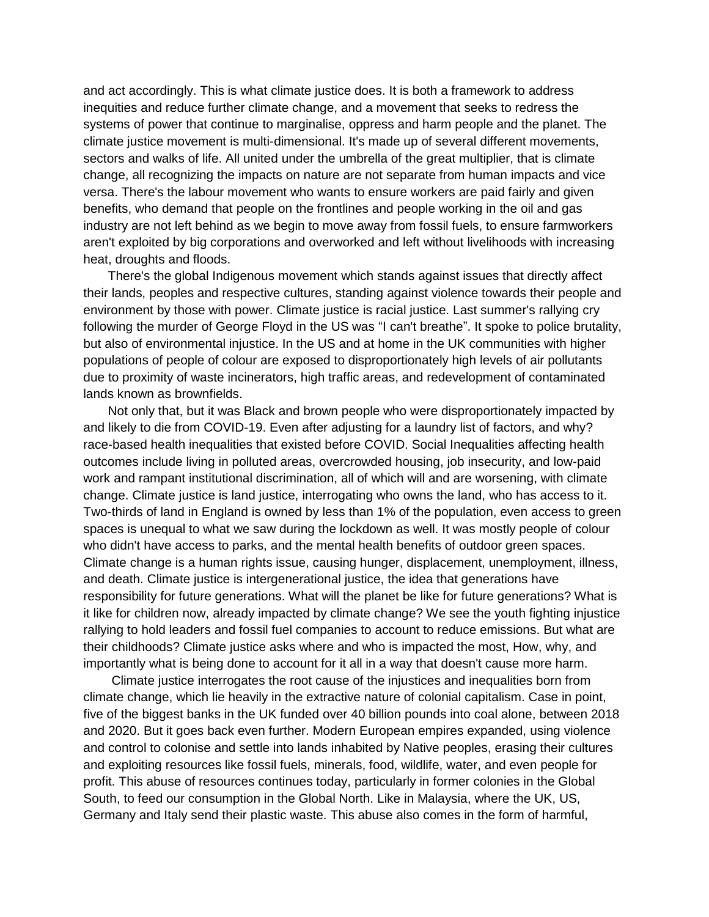and act accordingly. This is what climate justice does. It is both a framework to address inequities and reduce further climate change, and a movement that seeks to redress the systems of power that continue to marginalise, oppress and harm people and the planet. The climate justice movement is multi-dimensional. It's made up of several different movements, sectors and walks of life. All united under the umbrella of the great multiplier, that is climate change, all recognizing the impacts on nature are not separate from human impacts and vice versa. There's the labour movement who wants to ensure workers are paid fairly and given benefits, who demand that people on the frontlines and people working in the oil and gas industry are not left behind as we begin to move away from fossil fuels, to ensure farmworkers aren't exploited by big corporations and overworked and left without livelihoods with increasing heat, droughts and floods.

There's the global Indigenous movement which stands against issues that directly affect their lands, peoples and respective cultures, standing against violence towards their people and environment by those with power. Climate justice is racial justice. Last summer's rallying cry following the murder of George Floyd in the US was "I can't breathe". It spoke to police brutality, but also of environmental injustice. In the US and at home in the UK communities with higher populations of people of colour are exposed to disproportionately high levels of air pollutants due to proximity of waste incinerators, high traffic areas, and redevelopment of contaminated lands known as brownfields.

Not only that, but it was Black and brown people who were disproportionately impacted by and likely to die from COVID-19. Even after adjusting for a laundry list of factors, and why? race-based health inequalities that existed before COVID. Social Inequalities affecting health outcomes include living in polluted areas, overcrowded housing, job insecurity, and low-paid work and rampant institutional discrimination, all of which will and are worsening, with climate change. Climate justice is land justice, interrogating who owns the land, who has access to it. Two-thirds of land in England is owned by less than 1% of the population, even access to green spaces is unequal to what we saw during the lockdown as well. It was mostly people of colour who didn't have access to parks, and the mental health benefits of outdoor green spaces. Climate change is a human rights issue, causing hunger, displacement, unemployment, illness, and death. Climate justice is intergenerational justice, the idea that generations have responsibility for future generations. What will the planet be like for future generations? What is it like for children now, already impacted by climate change? We see the youth fighting injustice rallying to hold leaders and fossil fuel companies to account to reduce emissions. But what are their childhoods? Climate justice asks where and who is impacted the most, How, why, and importantly what is being done to account for it all in a way that doesn't cause more harm.

Climate justice interrogates the root cause of the injustices and inequalities born from climate change, which lie heavily in the extractive nature of colonial capitalism. Case in point, five of the biggest banks in the UK funded over 40 billion pounds into coal alone, between 2018 and 2020. But it goes back even further. Modern European empires expanded, using violence and control to colonise and settle into lands inhabited by Native peoples, erasing their cultures and exploiting resources like fossil fuels, minerals, food, wildlife, water, and even people for profit. This abuse of resources continues today, particularly in former colonies in the Global South, to feed our consumption in the Global North. Like in Malaysia, where the UK, US, Germany and Italy send their plastic waste. This abuse also comes in the form of harmful,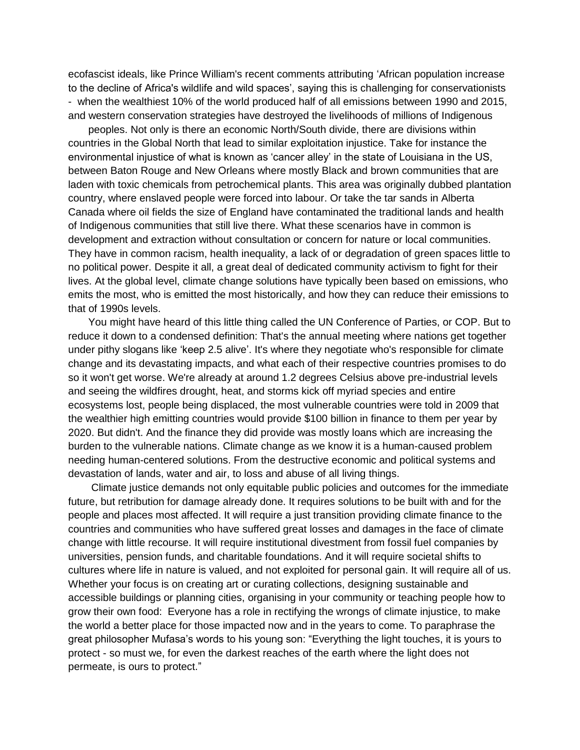ecofascist ideals, like Prince William's recent comments attributing 'African population increase to the decline of Africa's wildlife and wild spaces', saying this is challenging for conservationists - when the wealthiest 10% of the world produced half of all emissions between 1990 and 2015, and western conservation strategies have destroyed the livelihoods of millions of Indigenous

peoples. Not only is there an economic North/South divide, there are divisions within countries in the Global North that lead to similar exploitation injustice. Take for instance the environmental injustice of what is known as 'cancer alley' in the state of Louisiana in the US, between Baton Rouge and New Orleans where mostly Black and brown communities that are laden with toxic chemicals from petrochemical plants. This area was originally dubbed plantation country, where enslaved people were forced into labour. Or take the tar sands in Alberta Canada where oil fields the size of England have contaminated the traditional lands and health of Indigenous communities that still live there. What these scenarios have in common is development and extraction without consultation or concern for nature or local communities. They have in common racism, health inequality, a lack of or degradation of green spaces little to no political power. Despite it all, a great deal of dedicated community activism to fight for their lives. At the global level, climate change solutions have typically been based on emissions, who emits the most, who is emitted the most historically, and how they can reduce their emissions to that of 1990s levels.

You might have heard of this little thing called the UN Conference of Parties, or COP. But to reduce it down to a condensed definition: That's the annual meeting where nations get together under pithy slogans like 'keep 2.5 alive'. It's where they negotiate who's responsible for climate change and its devastating impacts, and what each of their respective countries promises to do so it won't get worse. We're already at around 1.2 degrees Celsius above pre-industrial levels and seeing the wildfires drought, heat, and storms kick off myriad species and entire ecosystems lost, people being displaced, the most vulnerable countries were told in 2009 that the wealthier high emitting countries would provide $100 billion in finance to them per year by 2020. But didn't. And the finance they did provide was mostly loans which are increasing the burden to the vulnerable nations. Climate change as we know it is a human-caused problem needing human-centered solutions. From the destructive economic and political systems and devastation of lands, water and air, to loss and abuse of all living things.

Climate justice demands not only equitable public policies and outcomes for the immediate future, but retribution for damage already done. It requires solutions to be built with and for the people and places most affected. It will require a just transition providing climate finance to the countries and communities who have suffered great losses and damages in the face of climate change with little recourse. It will require institutional divestment from fossil fuel companies by universities, pension funds, and charitable foundations. And it will require societal shifts to cultures where life in nature is valued, and not exploited for personal gain. It will require all of us. Whether your focus is on creating art or curating collections, designing sustainable and accessible buildings or planning cities, organising in your community or teaching people how to grow their own food: Everyone has a role in rectifying the wrongs of climate injustice, to make the world a better place for those impacted now and in the years to come. To paraphrase the great philosopher Mufasa's words to his young son: "Everything the light touches, it is yours to protect - so must we, for even the darkest reaches of the earth where the light does not permeate, is ours to protect."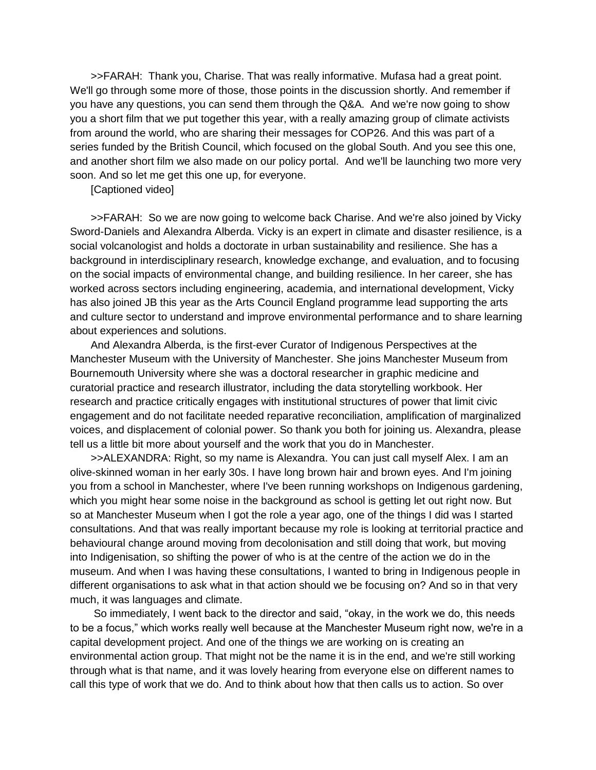>>FARAH: Thank you, Charise. That was really informative. Mufasa had a great point. We'll go through some more of those, those points in the discussion shortly. And remember if you have any questions, you can send them through the Q&A. And we're now going to show you a short film that we put together this year, with a really amazing group of climate activists from around the world, who are sharing their messages for COP26. And this was part of a series funded by the British Council, which focused on the global South. And you see this one, and another short film we also made on our policy portal. And we'll be launching two more very soon. And so let me get this one up, for everyone.

[Captioned video]

>>FARAH: So we are now going to welcome back Charise. And we're also joined by Vicky Sword-Daniels and Alexandra Alberda. Vicky is an expert in climate and disaster resilience, is a social volcanologist and holds a doctorate in urban sustainability and resilience. She has a background in interdisciplinary research, knowledge exchange, and evaluation, and to focusing on the social impacts of environmental change, and building resilience. In her career, she has worked across sectors including engineering, academia, and international development, Vicky has also joined JB this year as the Arts Council England programme lead supporting the arts and culture sector to understand and improve environmental performance and to share learning about experiences and solutions.

And Alexandra Alberda, is the first-ever Curator of Indigenous Perspectives at the Manchester Museum with the University of Manchester. She joins Manchester Museum from Bournemouth University where she was a doctoral researcher in graphic medicine and curatorial practice and research illustrator, including the data storytelling workbook. Her research and practice critically engages with institutional structures of power that limit civic engagement and do not facilitate needed reparative reconciliation, amplification of marginalized voices, and displacement of colonial power. So thank you both for joining us. Alexandra, please tell us a little bit more about yourself and the work that you do in Manchester.

>>ALEXANDRA: Right, so my name is Alexandra. You can just call myself Alex. I am an olive-skinned woman in her early 30s. I have long brown hair and brown eyes. And I'm joining you from a school in Manchester, where I've been running workshops on Indigenous gardening, which you might hear some noise in the background as school is getting let out right now. But so at Manchester Museum when I got the role a year ago, one of the things I did was I started consultations. And that was really important because my role is looking at territorial practice and behavioural change around moving from decolonisation and still doing that work, but moving into Indigenisation, so shifting the power of who is at the centre of the action we do in the museum. And when I was having these consultations, I wanted to bring in Indigenous people in different organisations to ask what in that action should we be focusing on? And so in that very much, it was languages and climate.

So immediately, I went back to the director and said, "okay, in the work we do, this needs to be a focus," which works really well because at the Manchester Museum right now, we're in a capital development project. And one of the things we are working on is creating an environmental action group. That might not be the name it is in the end, and we're still working through what is that name, and it was lovely hearing from everyone else on different names to call this type of work that we do. And to think about how that then calls us to action. So over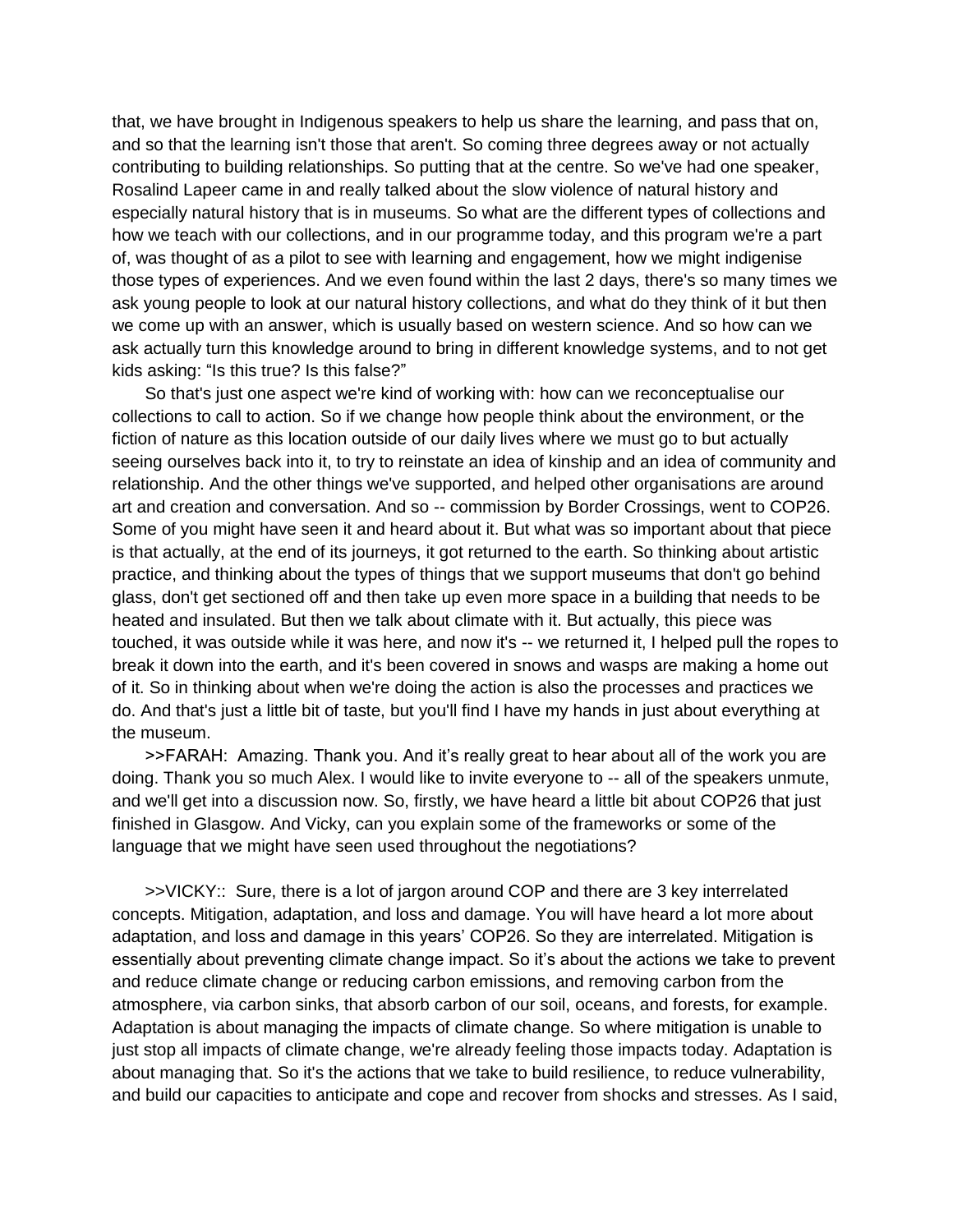that, we have brought in Indigenous speakers to help us share the learning, and pass that on, and so that the learning isn't those that aren't. So coming three degrees away or not actually contributing to building relationships. So putting that at the centre. So we've had one speaker, Rosalind Lapeer came in and really talked about the slow violence of natural history and especially natural history that is in museums. So what are the different types of collections and how we teach with our collections, and in our programme today, and this program we're a part of, was thought of as a pilot to see with learning and engagement, how we might indigenise those types of experiences. And we even found within the last 2 days, there's so many times we ask young people to look at our natural history collections, and what do they think of it but then we come up with an answer, which is usually based on western science. And so how can we ask actually turn this knowledge around to bring in different knowledge systems, and to not get kids asking: "Is this true? Is this false?"

So that's just one aspect we're kind of working with: how can we reconceptualise our collections to call to action. So if we change how people think about the environment, or the fiction of nature as this location outside of our daily lives where we must go to but actually seeing ourselves back into it, to try to reinstate an idea of kinship and an idea of community and relationship. And the other things we've supported, and helped other organisations are around art and creation and conversation. And so -- commission by Border Crossings, went to COP26. Some of you might have seen it and heard about it. But what was so important about that piece is that actually, at the end of its journeys, it got returned to the earth. So thinking about artistic practice, and thinking about the types of things that we support museums that don't go behind glass, don't get sectioned off and then take up even more space in a building that needs to be heated and insulated. But then we talk about climate with it. But actually, this piece was touched, it was outside while it was here, and now it's -- we returned it, I helped pull the ropes to break it down into the earth, and it's been covered in snows and wasps are making a home out of it. So in thinking about when we're doing the action is also the processes and practices we do. And that's just a little bit of taste, but you'll find I have my hands in just about everything at the museum.

>>FARAH: Amazing. Thank you. And it's really great to hear about all of the work you are doing. Thank you so much Alex. I would like to invite everyone to -- all of the speakers unmute, and we'll get into a discussion now. So, firstly, we have heard a little bit about COP26 that just finished in Glasgow. And Vicky, can you explain some of the frameworks or some of the language that we might have seen used throughout the negotiations?

>>VICKY:: Sure, there is a lot of jargon around COP and there are 3 key interrelated concepts. Mitigation, adaptation, and loss and damage. You will have heard a lot more about adaptation, and loss and damage in this years' COP26. So they are interrelated. Mitigation is essentially about preventing climate change impact. So it's about the actions we take to prevent and reduce climate change or reducing carbon emissions, and removing carbon from the atmosphere, via carbon sinks, that absorb carbon of our soil, oceans, and forests, for example. Adaptation is about managing the impacts of climate change. So where mitigation is unable to just stop all impacts of climate change, we're already feeling those impacts today. Adaptation is about managing that. So it's the actions that we take to build resilience, to reduce vulnerability, and build our capacities to anticipate and cope and recover from shocks and stresses. As I said,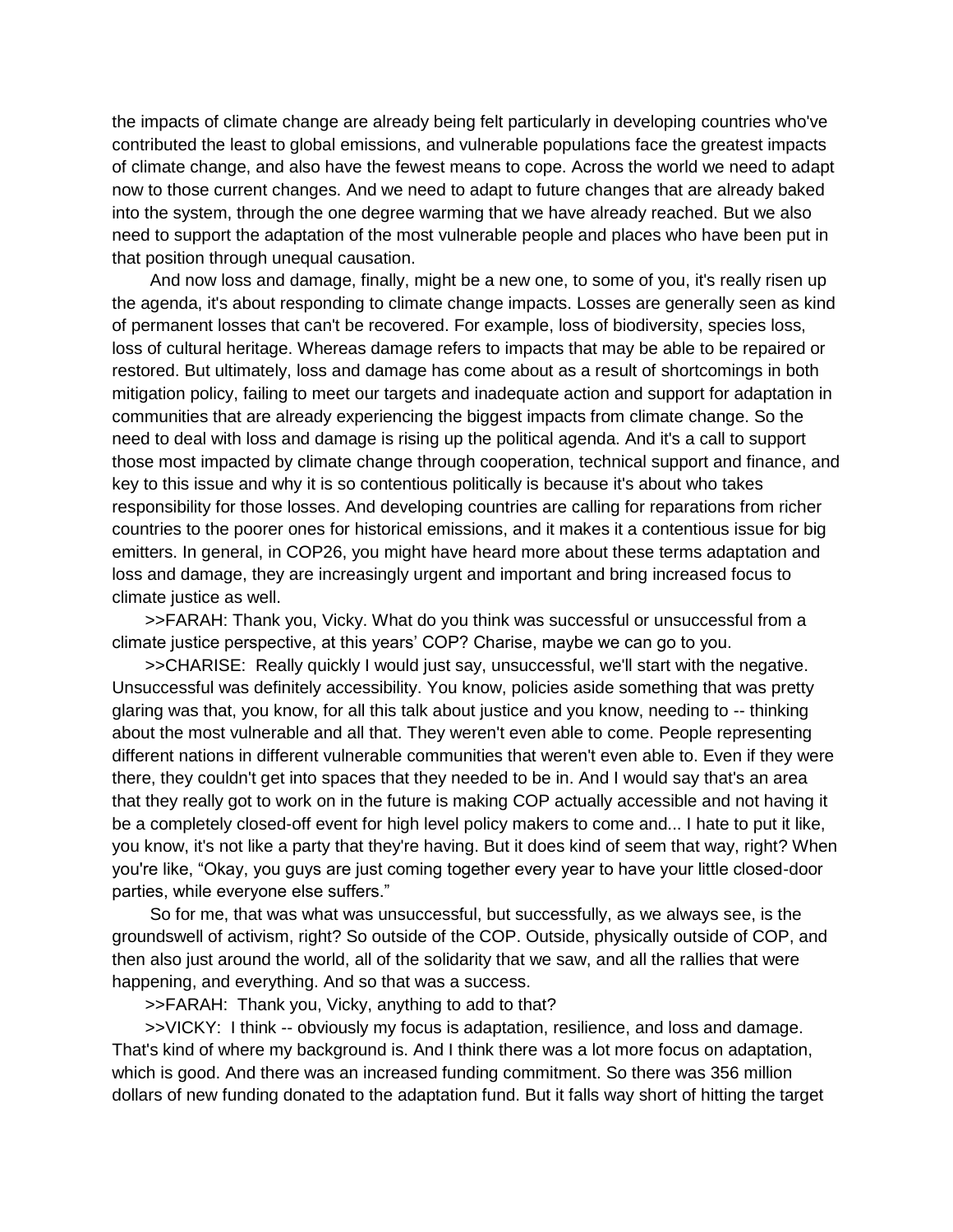the impacts of climate change are already being felt particularly in developing countries who've contributed the least to global emissions, and vulnerable populations face the greatest impacts of climate change, and also have the fewest means to cope. Across the world we need to adapt now to those current changes. And we need to adapt to future changes that are already baked into the system, through the one degree warming that we have already reached. But we also need to support the adaptation of the most vulnerable people and places who have been put in that position through unequal causation.

And now loss and damage, finally, might be a new one, to some of you, it's really risen up the agenda, it's about responding to climate change impacts. Losses are generally seen as kind of permanent losses that can't be recovered. For example, loss of biodiversity, species loss, loss of cultural heritage. Whereas damage refers to impacts that may be able to be repaired or restored. But ultimately, loss and damage has come about as a result of shortcomings in both mitigation policy, failing to meet our targets and inadequate action and support for adaptation in communities that are already experiencing the biggest impacts from climate change. So the need to deal with loss and damage is rising up the political agenda. And it's a call to support those most impacted by climate change through cooperation, technical support and finance, and key to this issue and why it is so contentious politically is because it's about who takes responsibility for those losses. And developing countries are calling for reparations from richer countries to the poorer ones for historical emissions, and it makes it a contentious issue for big emitters. In general, in COP26, you might have heard more about these terms adaptation and loss and damage, they are increasingly urgent and important and bring increased focus to climate justice as well.

>>FARAH: Thank you, Vicky. What do you think was successful or unsuccessful from a climate justice perspective, at this years' COP? Charise, maybe we can go to you.

>>CHARISE: Really quickly I would just say, unsuccessful, we'll start with the negative. Unsuccessful was definitely accessibility. You know, policies aside something that was pretty glaring was that, you know, for all this talk about justice and you know, needing to -- thinking about the most vulnerable and all that. They weren't even able to come. People representing different nations in different vulnerable communities that weren't even able to. Even if they were there, they couldn't get into spaces that they needed to be in. And I would say that's an area that they really got to work on in the future is making COP actually accessible and not having it be a completely closed-off event for high level policy makers to come and... I hate to put it like, you know, it's not like a party that they're having. But it does kind of seem that way, right? When you're like, "Okay, you guys are just coming together every year to have your little closed-door parties, while everyone else suffers."

So for me, that was what was unsuccessful, but successfully, as we always see, is the groundswell of activism, right? So outside of the COP. Outside, physically outside of COP, and then also just around the world, all of the solidarity that we saw, and all the rallies that were happening, and everything. And so that was a success.

>>FARAH: Thank you, Vicky, anything to add to that?

>>VICKY: I think -- obviously my focus is adaptation, resilience, and loss and damage. That's kind of where my background is. And I think there was a lot more focus on adaptation, which is good. And there was an increased funding commitment. So there was 356 million dollars of new funding donated to the adaptation fund. But it falls way short of hitting the target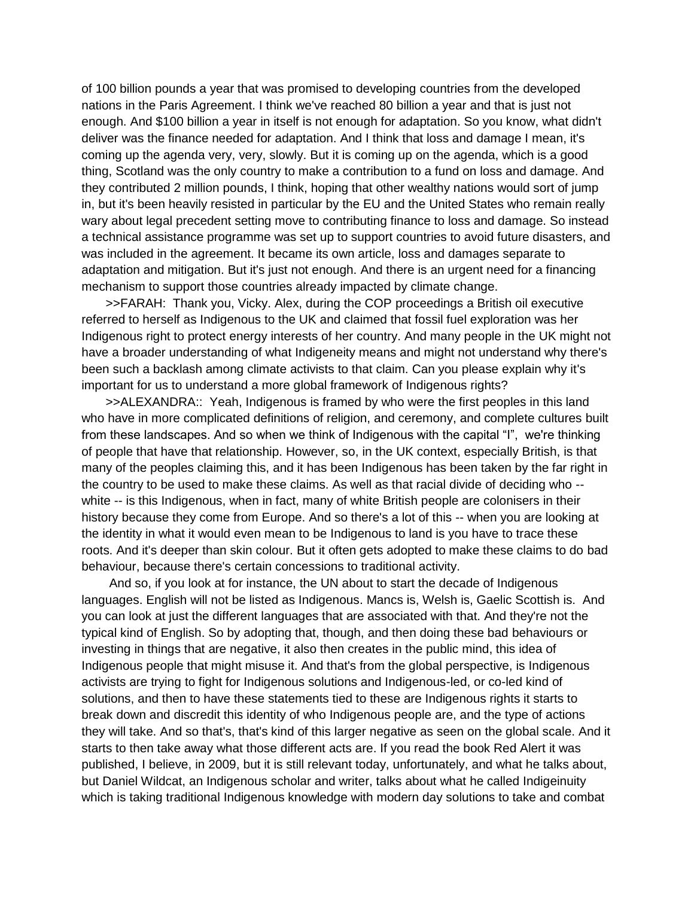of 100 billion pounds a year that was promised to developing countries from the developed nations in the Paris Agreement. I think we've reached 80 billion a year and that is just not enough. And $100 billion a year in itself is not enough for adaptation. So you know, what didn't deliver was the finance needed for adaptation. And I think that loss and damage I mean, it's coming up the agenda very, very, slowly. But it is coming up on the agenda, which is a good thing, Scotland was the only country to make a contribution to a fund on loss and damage. And they contributed 2 million pounds, I think, hoping that other wealthy nations would sort of jump in, but it's been heavily resisted in particular by the EU and the United States who remain really wary about legal precedent setting move to contributing finance to loss and damage. So instead a technical assistance programme was set up to support countries to avoid future disasters, and was included in the agreement. It became its own article, loss and damages separate to adaptation and mitigation. But it's just not enough. And there is an urgent need for a financing mechanism to support those countries already impacted by climate change.

>>FARAH: Thank you, Vicky. Alex, during the COP proceedings a British oil executive referred to herself as Indigenous to the UK and claimed that fossil fuel exploration was her Indigenous right to protect energy interests of her country. And many people in the UK might not have a broader understanding of what Indigeneity means and might not understand why there's been such a backlash among climate activists to that claim. Can you please explain why it's important for us to understand a more global framework of Indigenous rights?

>>ALEXANDRA:: Yeah, Indigenous is framed by who were the first peoples in this land who have in more complicated definitions of religion, and ceremony, and complete cultures built from these landscapes. And so when we think of Indigenous with the capital "I", we're thinking of people that have that relationship. However, so, in the UK context, especially British, is that many of the peoples claiming this, and it has been Indigenous has been taken by the far right in the country to be used to make these claims. As well as that racial divide of deciding who -- white -- is this Indigenous, when in fact, many of white British people are colonisers in their history because they come from Europe. And so there's a lot of this -- when you are looking at the identity in what it would even mean to be Indigenous to land is you have to trace these roots. And it's deeper than skin colour. But it often gets adopted to make these claims to do bad behaviour, because there's certain concessions to traditional activity.

And so, if you look at for instance, the UN about to start the decade of Indigenous languages. English will not be listed as Indigenous. Mancs is, Welsh is, Gaelic Scottish is. And you can look at just the different languages that are associated with that. And they're not the typical kind of English. So by adopting that, though, and then doing these bad behaviours or investing in things that are negative, it also then creates in the public mind, this idea of Indigenous people that might misuse it. And that's from the global perspective, is Indigenous activists are trying to fight for Indigenous solutions and Indigenous-led, or co-led kind of solutions, and then to have these statements tied to these are Indigenous rights it starts to break down and discredit this identity of who Indigenous people are, and the type of actions they will take. And so that's, that's kind of this larger negative as seen on the global scale. And it starts to then take away what those different acts are. If you read the book Red Alert it was published, I believe, in 2009, but it is still relevant today, unfortunately, and what he talks about, but Daniel Wildcat, an Indigenous scholar and writer, talks about what he called Indigeinuity which is taking traditional Indigenous knowledge with modern day solutions to take and combat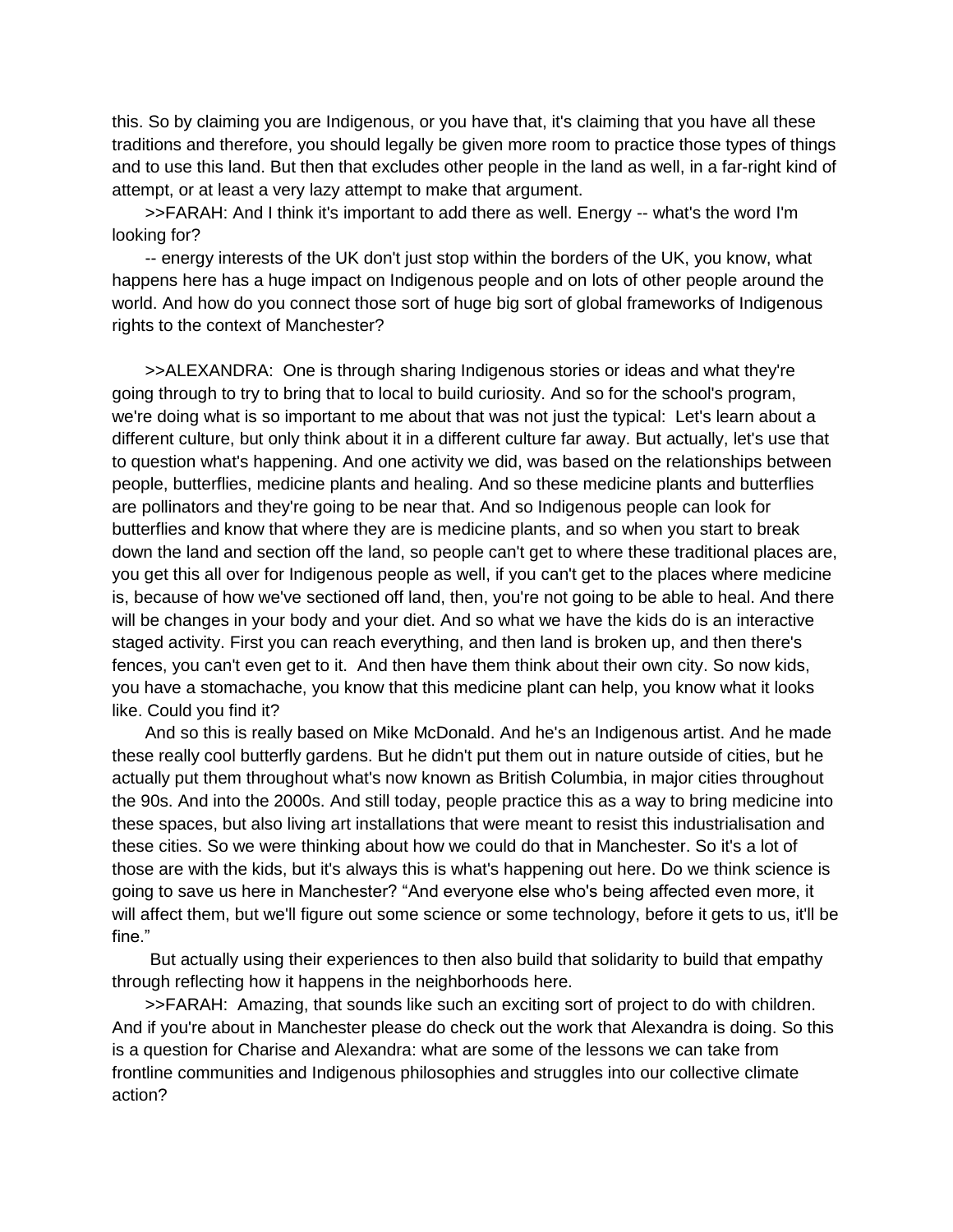this. So by claiming you are Indigenous, or you have that, it's claiming that you have all these traditions and therefore, you should legally be given more room to practice those types of things and to use this land. But then that excludes other people in the land as well, in a far-right kind of attempt, or at least a very lazy attempt to make that argument.

>>FARAH: And I think it's important to add there as well. Energy -- what's the word I'm looking for?

-- energy interests of the UK don't just stop within the borders of the UK, you know, what happens here has a huge impact on Indigenous people and on lots of other people around the world. And how do you connect those sort of huge big sort of global frameworks of Indigenous rights to the context of Manchester?

>>ALEXANDRA: One is through sharing Indigenous stories or ideas and what they're going through to try to bring that to local to build curiosity. And so for the school's program, we're doing what is so important to me about that was not just the typical: Let's learn about a different culture, but only think about it in a different culture far away. But actually, let's use that to question what's happening. And one activity we did, was based on the relationships between people, butterflies, medicine plants and healing. And so these medicine plants and butterflies are pollinators and they're going to be near that. And so Indigenous people can look for butterflies and know that where they are is medicine plants, and so when you start to break down the land and section off the land, so people can't get to where these traditional places are, you get this all over for Indigenous people as well, if you can't get to the places where medicine is, because of how we've sectioned off land, then, you're not going to be able to heal. And there will be changes in your body and your diet. And so what we have the kids do is an interactive staged activity. First you can reach everything, and then land is broken up, and then there's fences, you can't even get to it. And then have them think about their own city. So now kids, you have a stomachache, you know that this medicine plant can help, you know what it looks like. Could you find it?

And so this is really based on Mike McDonald. And he's an Indigenous artist. And he made these really cool butterfly gardens. But he didn't put them out in nature outside of cities, but he actually put them throughout what's now known as British Columbia, in major cities throughout the 90s. And into the 2000s. And still today, people practice this as a way to bring medicine into these spaces, but also living art installations that were meant to resist this industrialisation and these cities. So we were thinking about how we could do that in Manchester. So it's a lot of those are with the kids, but it's always this is what's happening out here. Do we think science is going to save us here in Manchester? "And everyone else who's being affected even more, it will affect them, but we'll figure out some science or some technology, before it gets to us, it'll be fine."

But actually using their experiences to then also build that solidarity to build that empathy through reflecting how it happens in the neighborhoods here.

>>FARAH: Amazing, that sounds like such an exciting sort of project to do with children. And if you're about in Manchester please do check out the work that Alexandra is doing. So this is a question for Charise and Alexandra: what are some of the lessons we can take from frontline communities and Indigenous philosophies and struggles into our collective climate action?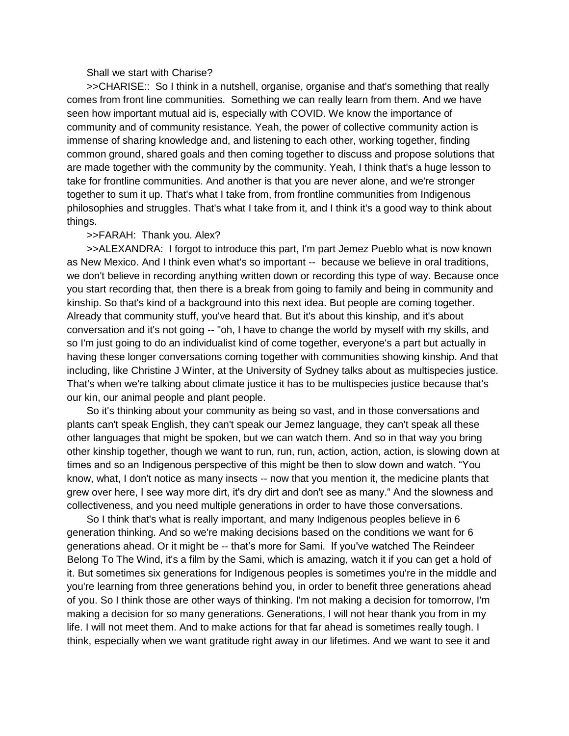Shall we start with Charise?

>>CHARISE:: So I think in a nutshell, organise, organise and that's something that really comes from front line communities. Something we can really learn from them. And we have seen how important mutual aid is, especially with COVID. We know the importance of community and of community resistance. Yeah, the power of collective community action is immense of sharing knowledge and, and listening to each other, working together, finding common ground, shared goals and then coming together to discuss and propose solutions that are made together with the community by the community. Yeah, I think that's a huge lesson to take for frontline communities. And another is that you are never alone, and we're stronger together to sum it up. That's what I take from, from frontline communities from Indigenous philosophies and struggles. That's what I take from it, and I think it's a good way to think about things.

>>FARAH: Thank you. Alex?

>>ALEXANDRA: I forgot to introduce this part, I'm part Jemez Pueblo what is now known as New Mexico. And I think even what's so important -- because we believe in oral traditions, we don't believe in recording anything written down or recording this type of way. Because once you start recording that, then there is a break from going to family and being in community and kinship. So that's kind of a background into this next idea. But people are coming together. Already that community stuff, you've heard that. But it's about this kinship, and it's about conversation and it's not going -- "oh, I have to change the world by myself with my skills, and so I'm just going to do an individualist kind of come together, everyone's a part but actually in having these longer conversations coming together with communities showing kinship. And that including, like Christine J Winter, at the University of Sydney talks about as multispecies justice. That's when we're talking about climate justice it has to be multispecies justice because that's our kin, our animal people and plant people.

So it's thinking about your community as being so vast, and in those conversations and plants can't speak English, they can't speak our Jemez language, they can't speak all these other languages that might be spoken, but we can watch them. And so in that way you bring other kinship together, though we want to run, run, run, action, action, action, is slowing down at times and so an Indigenous perspective of this might be then to slow down and watch. “You know, what, I don't notice as many insects -- now that you mention it, the medicine plants that grew over here, I see way more dirt, it's dry dirt and don't see as many.“ And the slowness and collectiveness, and you need multiple generations in order to have those conversations.

So I think that's what is really important, and many Indigenous peoples believe in 6 generation thinking. And so we're making decisions based on the conditions we want for 6 generations ahead. Or it might be -- that’s more for Sami. If you've watched The Reindeer Belong To The Wind, it's a film by the Sami, which is amazing, watch it if you can get a hold of it. But sometimes six generations for Indigenous peoples is sometimes you're in the middle and you're learning from three generations behind you, in order to benefit three generations ahead of you. So I think those are other ways of thinking. I'm not making a decision for tomorrow, I'm making a decision for so many generations. Generations, I will not hear thank you from in my life. I will not meet them. And to make actions for that far ahead is sometimes really tough. I think, especially when we want gratitude right away in our lifetimes. And we want to see it and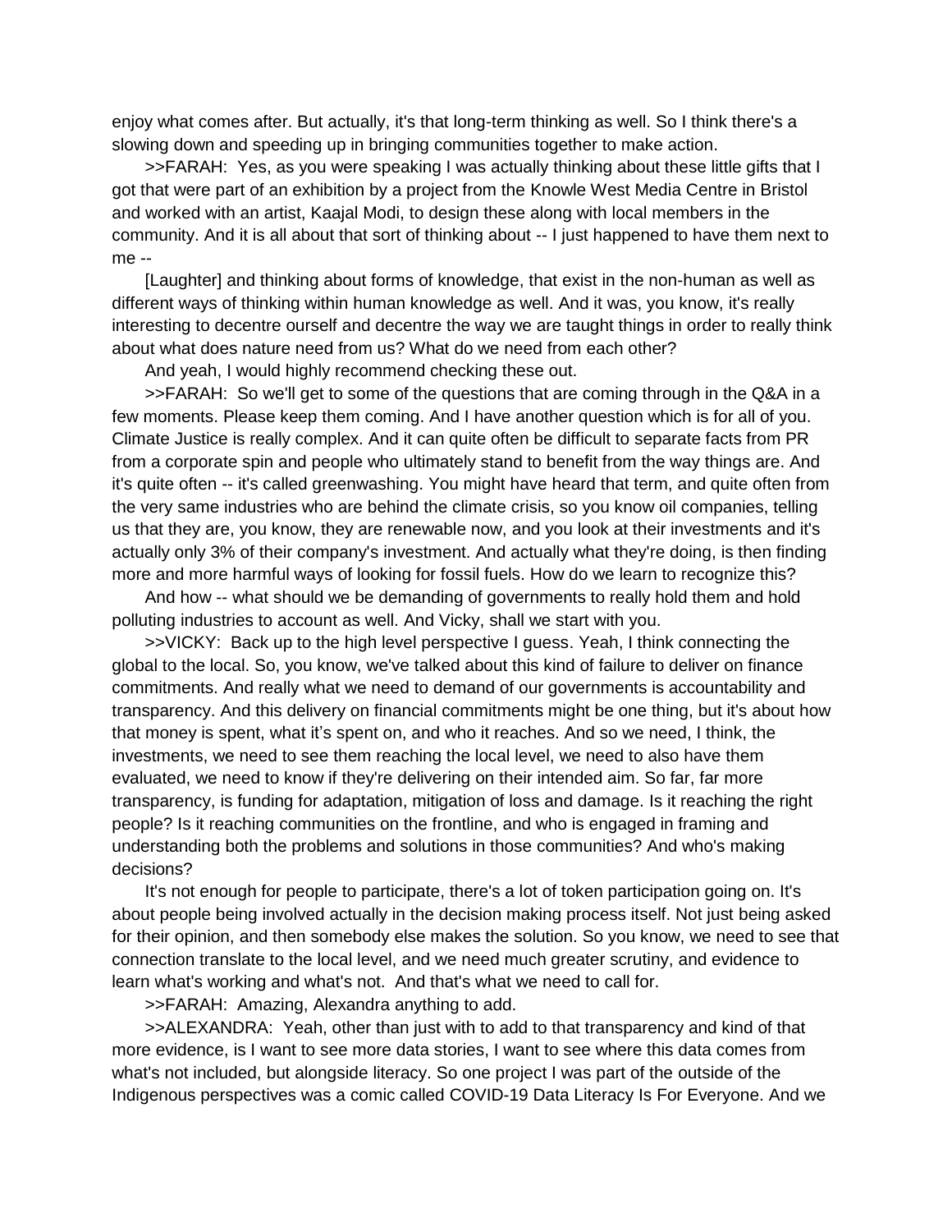enjoy what comes after. But actually, it's that long-term thinking as well. So I think there's a slowing down and speeding up in bringing communities together to make action.

>>FARAH: Yes, as you were speaking I was actually thinking about these little gifts that I got that were part of an exhibition by a project from the Knowle West Media Centre in Bristol and worked with an artist, Kaajal Modi, to design these along with local members in the community. And it is all about that sort of thinking about -- I just happened to have them next to me --

[Laughter] and thinking about forms of knowledge, that exist in the non-human as well as different ways of thinking within human knowledge as well. And it was, you know, it's really interesting to decentre ourself and decentre the way we are taught things in order to really think about what does nature need from us? What do we need from each other?

And yeah, I would highly recommend checking these out.

>>FARAH: So we'll get to some of the questions that are coming through in the Q&A in a few moments. Please keep them coming. And I have another question which is for all of you. Climate Justice is really complex. And it can quite often be difficult to separate facts from PR from a corporate spin and people who ultimately stand to benefit from the way things are. And it's quite often -- it's called greenwashing. You might have heard that term, and quite often from the very same industries who are behind the climate crisis, so you know oil companies, telling us that they are, you know, they are renewable now, and you look at their investments and it's actually only 3% of their company's investment. And actually what they're doing, is then finding more and more harmful ways of looking for fossil fuels. How do we learn to recognize this?

And how -- what should we be demanding of governments to really hold them and hold polluting industries to account as well. And Vicky, shall we start with you.

>>VICKY: Back up to the high level perspective I guess. Yeah, I think connecting the global to the local. So, you know, we've talked about this kind of failure to deliver on finance commitments. And really what we need to demand of our governments is accountability and transparency. And this delivery on financial commitments might be one thing, but it's about how that money is spent, what it's spent on, and who it reaches. And so we need, I think, the investments, we need to see them reaching the local level, we need to also have them evaluated, we need to know if they're delivering on their intended aim. So far, far more transparency, is funding for adaptation, mitigation of loss and damage. Is it reaching the right people? Is it reaching communities on the frontline, and who is engaged in framing and understanding both the problems and solutions in those communities? And who's making decisions?

It's not enough for people to participate, there's a lot of token participation going on. It's about people being involved actually in the decision making process itself. Not just being asked for their opinion, and then somebody else makes the solution. So you know, we need to see that connection translate to the local level, and we need much greater scrutiny, and evidence to learn what's working and what's not. And that's what we need to call for.

>>FARAH: Amazing, Alexandra anything to add.

>>ALEXANDRA: Yeah, other than just with to add to that transparency and kind of that more evidence, is I want to see more data stories, I want to see where this data comes from what's not included, but alongside literacy. So one project I was part of the outside of the Indigenous perspectives was a comic called COVID-19 Data Literacy Is For Everyone. And we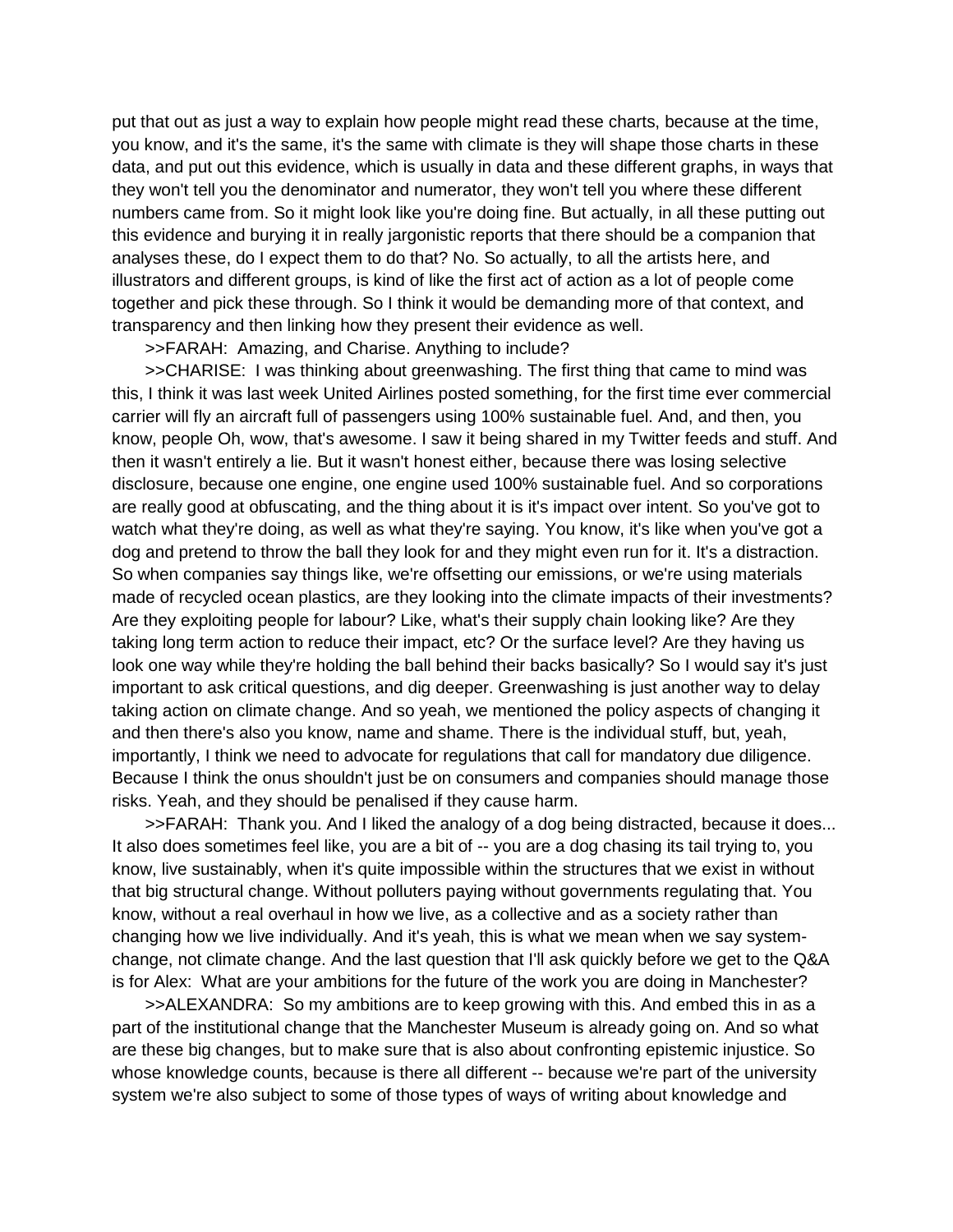put that out as just a way to explain how people might read these charts, because at the time, you know, and it's the same, it's the same with climate is they will shape those charts in these data, and put out this evidence, which is usually in data and these different graphs, in ways that they won't tell you the denominator and numerator, they won't tell you where these different numbers came from. So it might look like you're doing fine. But actually, in all these putting out this evidence and burying it in really jargonistic reports that there should be a companion that analyses these, do I expect them to do that? No. So actually, to all the artists here, and illustrators and different groups, is kind of like the first act of action as a lot of people come together and pick these through. So I think it would be demanding more of that context, and transparency and then linking how they present their evidence as well.

>>FARAH: Amazing, and Charise. Anything to include?

>>CHARISE: I was thinking about greenwashing. The first thing that came to mind was this, I think it was last week United Airlines posted something, for the first time ever commercial carrier will fly an aircraft full of passengers using 100% sustainable fuel. And, and then, you know, people Oh, wow, that's awesome. I saw it being shared in my Twitter feeds and stuff. And then it wasn't entirely a lie. But it wasn't honest either, because there was losing selective disclosure, because one engine, one engine used 100% sustainable fuel. And so corporations are really good at obfuscating, and the thing about it is it's impact over intent. So you've got to watch what they're doing, as well as what they're saying. You know, it's like when you've got a dog and pretend to throw the ball they look for and they might even run for it. It's a distraction. So when companies say things like, we're offsetting our emissions, or we're using materials made of recycled ocean plastics, are they looking into the climate impacts of their investments? Are they exploiting people for labour? Like, what's their supply chain looking like? Are they taking long term action to reduce their impact, etc? Or the surface level? Are they having us look one way while they're holding the ball behind their backs basically? So I would say it's just important to ask critical questions, and dig deeper. Greenwashing is just another way to delay taking action on climate change. And so yeah, we mentioned the policy aspects of changing it and then there's also you know, name and shame. There is the individual stuff, but, yeah, importantly, I think we need to advocate for regulations that call for mandatory due diligence. Because I think the onus shouldn't just be on consumers and companies should manage those risks. Yeah, and they should be penalised if they cause harm.

>>FARAH: Thank you. And I liked the analogy of a dog being distracted, because it does... It also does sometimes feel like, you are a bit of -- you are a dog chasing its tail trying to, you know, live sustainably, when it's quite impossible within the structures that we exist in without that big structural change. Without polluters paying without governments regulating that. You know, without a real overhaul in how we live, as a collective and as a society rather than changing how we live individually. And it's yeah, this is what we mean when we say system-change, not climate change. And the last question that I'll ask quickly before we get to the Q&A is for Alex: What are your ambitions for the future of the work you are doing in Manchester?

>>ALEXANDRA: So my ambitions are to keep growing with this. And embed this in as a part of the institutional change that the Manchester Museum is already going on. And so what are these big changes, but to make sure that is also about confronting epistemic injustice. So whose knowledge counts, because is there all different -- because we're part of the university system we're also subject to some of those types of ways of writing about knowledge and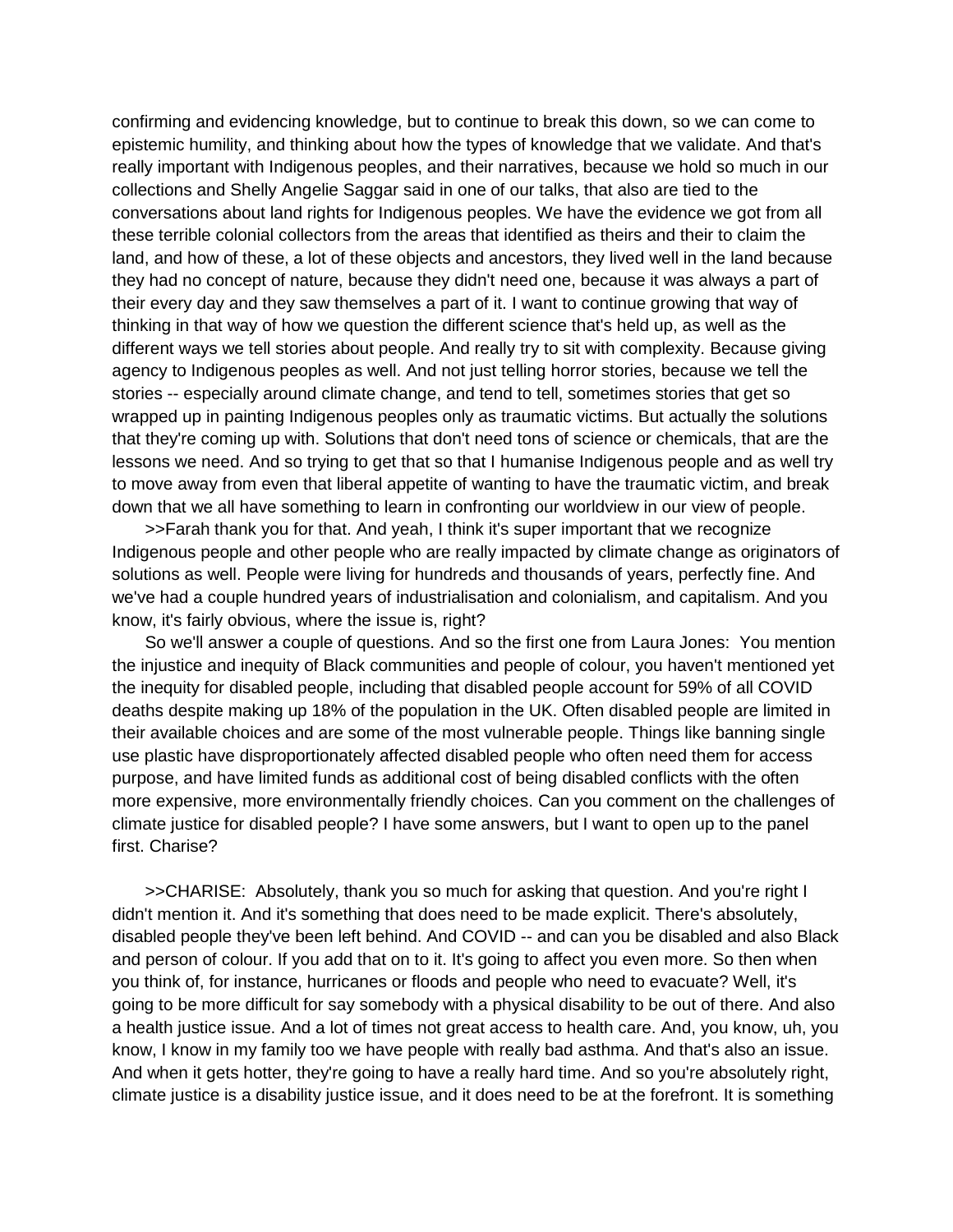confirming and evidencing knowledge, but to continue to break this down, so we can come to epistemic humility, and thinking about how the types of knowledge that we validate. And that's really important with Indigenous peoples, and their narratives, because we hold so much in our collections and Shelly Angelie Saggar said in one of our talks, that also are tied to the conversations about land rights for Indigenous peoples. We have the evidence we got from all these terrible colonial collectors from the areas that identified as theirs and their to claim the land, and how of these, a lot of these objects and ancestors, they lived well in the land because they had no concept of nature, because they didn't need one, because it was always a part of their every day and they saw themselves a part of it. I want to continue growing that way of thinking in that way of how we question the different science that's held up, as well as the different ways we tell stories about people. And really try to sit with complexity. Because giving agency to Indigenous peoples as well. And not just telling horror stories, because we tell the stories -- especially around climate change, and tend to tell, sometimes stories that get so wrapped up in painting Indigenous peoples only as traumatic victims. But actually the solutions that they're coming up with. Solutions that don't need tons of science or chemicals, that are the lessons we need. And so trying to get that so that I humanise Indigenous people and as well try to move away from even that liberal appetite of wanting to have the traumatic victim, and break down that we all have something to learn in confronting our worldview in our view of people.

>>Farah thank you for that. And yeah, I think it's super important that we recognize Indigenous people and other people who are really impacted by climate change as originators of solutions as well. People were living for hundreds and thousands of years, perfectly fine. And we've had a couple hundred years of industrialisation and colonialism, and capitalism. And you know, it's fairly obvious, where the issue is, right?

So we'll answer a couple of questions. And so the first one from Laura Jones: You mention the injustice and inequity of Black communities and people of colour, you haven't mentioned yet the inequity for disabled people, including that disabled people account for 59% of all COVID deaths despite making up 18% of the population in the UK. Often disabled people are limited in their available choices and are some of the most vulnerable people. Things like banning single use plastic have disproportionately affected disabled people who often need them for access purpose, and have limited funds as additional cost of being disabled conflicts with the often more expensive, more environmentally friendly choices. Can you comment on the challenges of climate justice for disabled people? I have some answers, but I want to open up to the panel first. Charise?

>>CHARISE: Absolutely, thank you so much for asking that question. And you're right I didn't mention it. And it's something that does need to be made explicit. There's absolutely, disabled people they've been left behind. And COVID -- and can you be disabled and also Black and person of colour. If you add that on to it. It's going to affect you even more. So then when you think of, for instance, hurricanes or floods and people who need to evacuate? Well, it's going to be more difficult for say somebody with a physical disability to be out of there. And also a health justice issue. And a lot of times not great access to health care. And, you know, uh, you know, I know in my family too we have people with really bad asthma. And that's also an issue. And when it gets hotter, they're going to have a really hard time. And so you're absolutely right, climate justice is a disability justice issue, and it does need to be at the forefront. It is something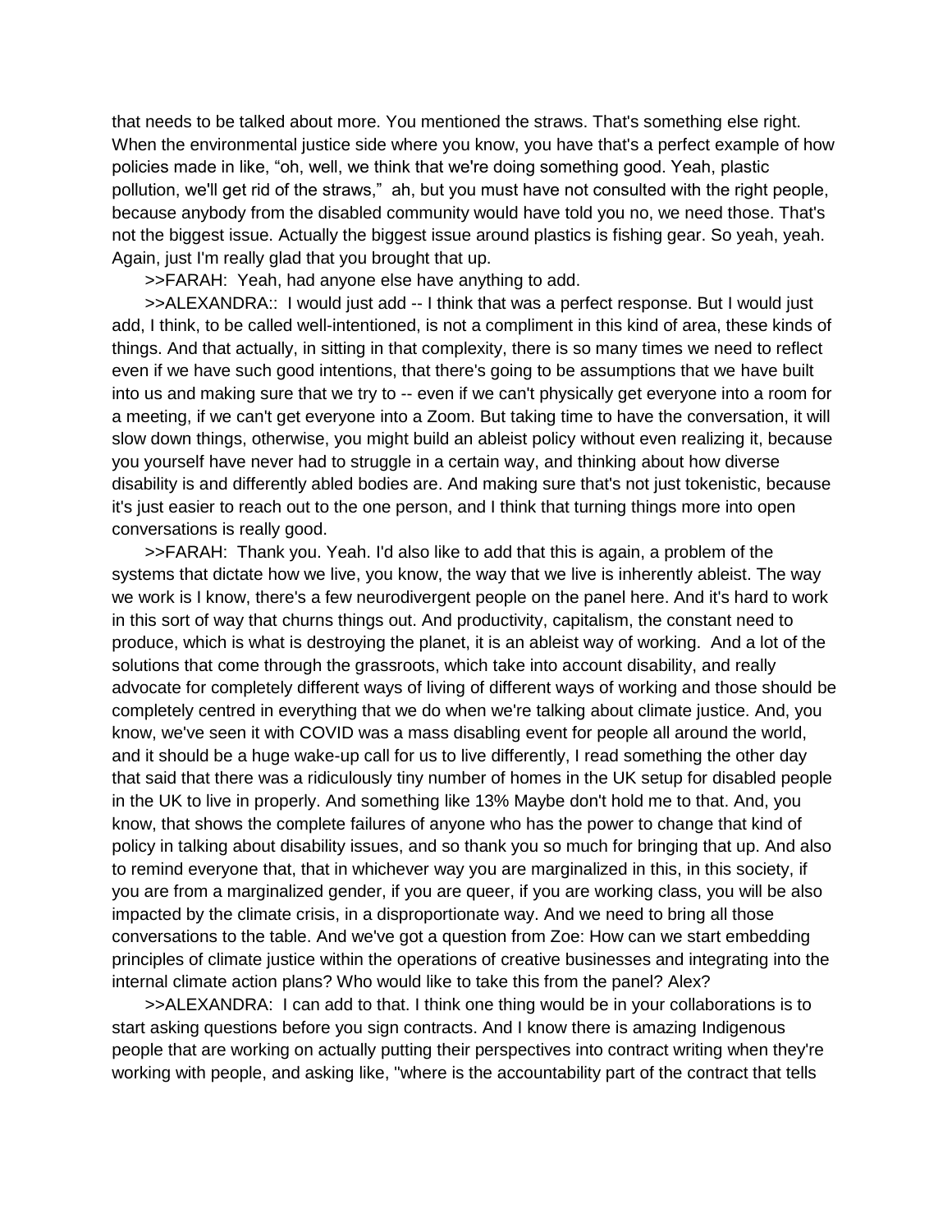that needs to be talked about more. You mentioned the straws. That's something else right. When the environmental justice side where you know, you have that's a perfect example of how policies made in like, "oh, well, we think that we're doing something good. Yeah, plastic pollution, we'll get rid of the straws," ah, but you must have not consulted with the right people, because anybody from the disabled community would have told you no, we need those. That's not the biggest issue. Actually the biggest issue around plastics is fishing gear. So yeah, yeah. Again, just I'm really glad that you brought that up.

>>FARAH: Yeah, had anyone else have anything to add.

>>ALEXANDRA:: I would just add -- I think that was a perfect response. But I would just add, I think, to be called well-intentioned, is not a compliment in this kind of area, these kinds of things. And that actually, in sitting in that complexity, there is so many times we need to reflect even if we have such good intentions, that there's going to be assumptions that we have built into us and making sure that we try to -- even if we can't physically get everyone into a room for a meeting, if we can't get everyone into a Zoom. But taking time to have the conversation, it will slow down things, otherwise, you might build an ableist policy without even realizing it, because you yourself have never had to struggle in a certain way, and thinking about how diverse disability is and differently abled bodies are. And making sure that's not just tokenistic, because it's just easier to reach out to the one person, and I think that turning things more into open conversations is really good.

>>FARAH: Thank you. Yeah. I'd also like to add that this is again, a problem of the systems that dictate how we live, you know, the way that we live is inherently ableist. The way we work is I know, there's a few neurodivergent people on the panel here. And it's hard to work in this sort of way that churns things out. And productivity, capitalism, the constant need to produce, which is what is destroying the planet, it is an ableist way of working. And a lot of the solutions that come through the grassroots, which take into account disability, and really advocate for completely different ways of living of different ways of working and those should be completely centred in everything that we do when we're talking about climate justice. And, you know, we've seen it with COVID was a mass disabling event for people all around the world, and it should be a huge wake-up call for us to live differently, I read something the other day that said that there was a ridiculously tiny number of homes in the UK setup for disabled people in the UK to live in properly. And something like 13% Maybe don't hold me to that. And, you know, that shows the complete failures of anyone who has the power to change that kind of policy in talking about disability issues, and so thank you so much for bringing that up. And also to remind everyone that, that in whichever way you are marginalized in this, in this society, if you are from a marginalized gender, if you are queer, if you are working class, you will be also impacted by the climate crisis, in a disproportionate way. And we need to bring all those conversations to the table. And we've got a question from Zoe: How can we start embedding principles of climate justice within the operations of creative businesses and integrating into the internal climate action plans? Who would like to take this from the panel? Alex?

>>ALEXANDRA: I can add to that. I think one thing would be in your collaborations is to start asking questions before you sign contracts. And I know there is amazing Indigenous people that are working on actually putting their perspectives into contract writing when they're working with people, and asking like, "where is the accountability part of the contract that tells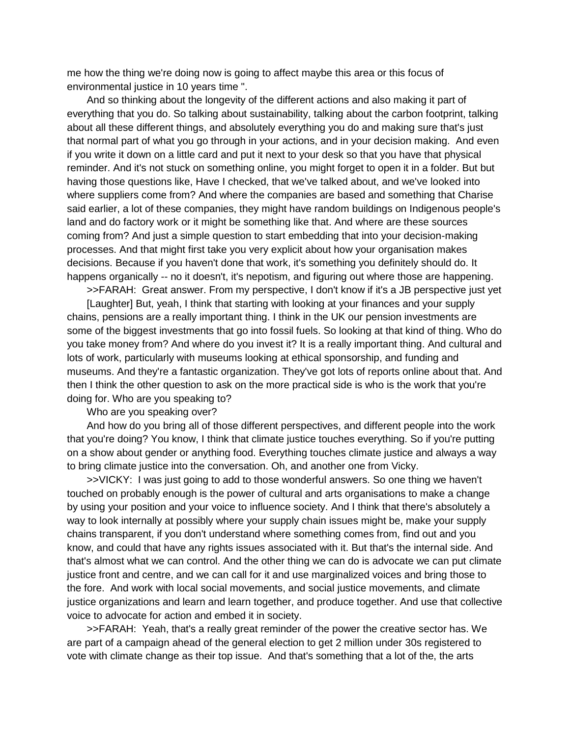me how the thing we're doing now is going to affect maybe this area or this focus of environmental justice in 10 years time ".

And so thinking about the longevity of the different actions and also making it part of everything that you do. So talking about sustainability, talking about the carbon footprint, talking about all these different things, and absolutely everything you do and making sure that's just that normal part of what you go through in your actions, and in your decision making. And even if you write it down on a little card and put it next to your desk so that you have that physical reminder. And it's not stuck on something online, you might forget to open it in a folder. But but having those questions like, Have I checked, that we've talked about, and we've looked into where suppliers come from? And where the companies are based and something that Charise said earlier, a lot of these companies, they might have random buildings on Indigenous people's land and do factory work or it might be something like that. And where are these sources coming from? And just a simple question to start embedding that into your decision-making processes. And that might first take you very explicit about how your organisation makes decisions. Because if you haven't done that work, it's something you definitely should do. It happens organically -- no it doesn't, it's nepotism, and figuring out where those are happening.

>>FARAH: Great answer. From my perspective, I don't know if it's a JB perspective just yet

[Laughter] But, yeah, I think that starting with looking at your finances and your supply chains, pensions are a really important thing. I think in the UK our pension investments are some of the biggest investments that go into fossil fuels. So looking at that kind of thing. Who do you take money from? And where do you invest it? It is a really important thing. And cultural and lots of work, particularly with museums looking at ethical sponsorship, and funding and museums. And they're a fantastic organization. They've got lots of reports online about that. And then I think the other question to ask on the more practical side is who is the work that you're doing for. Who are you speaking to?

Who are you speaking over?

And how do you bring all of those different perspectives, and different people into the work that you're doing? You know, I think that climate justice touches everything. So if you're putting on a show about gender or anything food. Everything touches climate justice and always a way to bring climate justice into the conversation. Oh, and another one from Vicky.

>>VICKY: I was just going to add to those wonderful answers. So one thing we haven't touched on probably enough is the power of cultural and arts organisations to make a change by using your position and your voice to influence society. And I think that there's absolutely a way to look internally at possibly where your supply chain issues might be, make your supply chains transparent, if you don't understand where something comes from, find out and you know, and could that have any rights issues associated with it. But that's the internal side. And that's almost what we can control. And the other thing we can do is advocate we can put climate justice front and centre, and we can call for it and use marginalized voices and bring those to the fore. And work with local social movements, and social justice movements, and climate justice organizations and learn and learn together, and produce together. And use that collective voice to advocate for action and embed it in society.

>>FARAH: Yeah, that's a really great reminder of the power the creative sector has. We are part of a campaign ahead of the general election to get 2 million under 30s registered to vote with climate change as their top issue. And that's something that a lot of the, the arts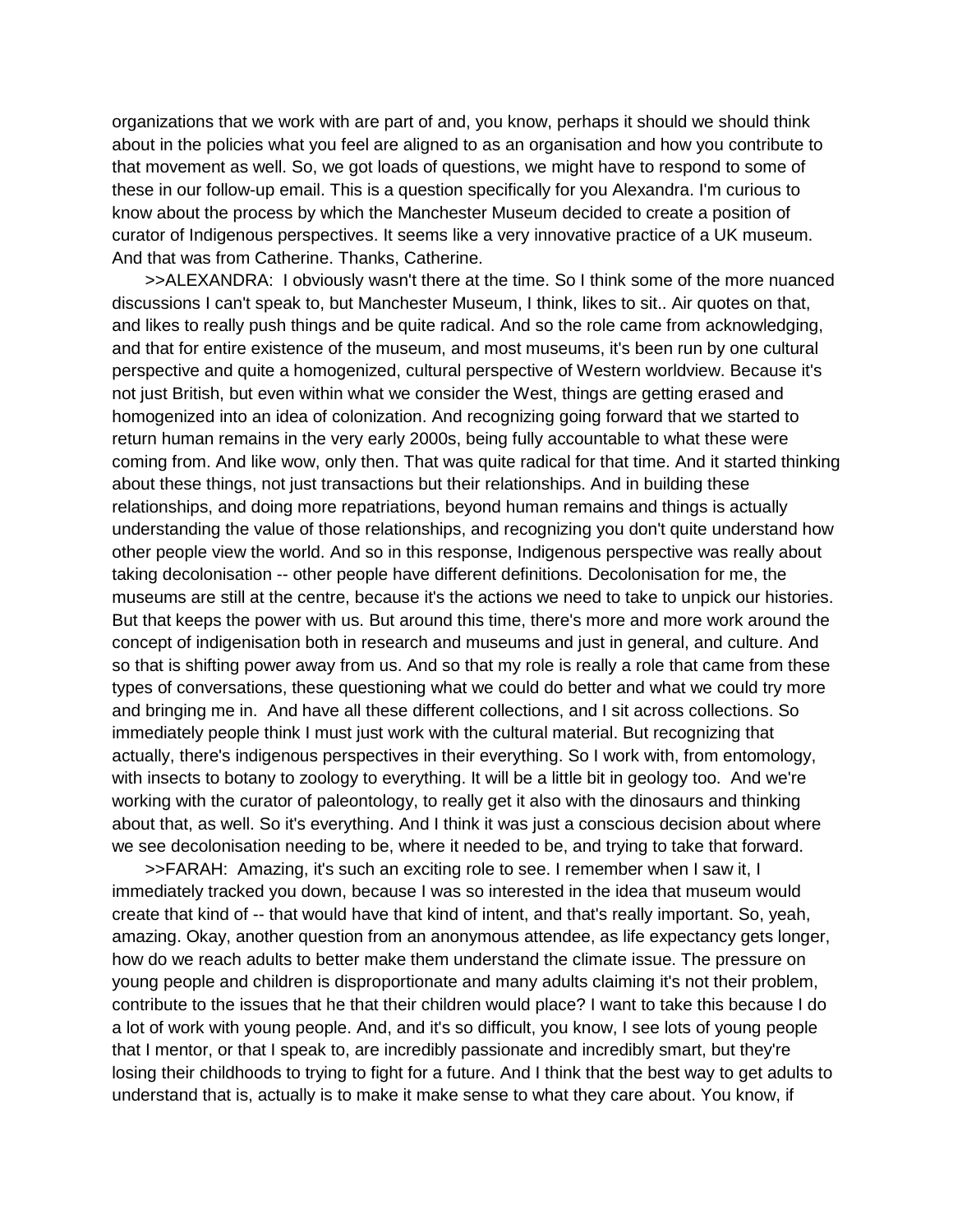organizations that we work with are part of and, you know, perhaps it should we should think about in the policies what you feel are aligned to as an organisation and how you contribute to that movement as well. So, we got loads of questions, we might have to respond to some of these in our follow-up email. This is a question specifically for you Alexandra. I'm curious to know about the process by which the Manchester Museum decided to create a position of curator of Indigenous perspectives. It seems like a very innovative practice of a UK museum. And that was from Catherine. Thanks, Catherine.

>>ALEXANDRA: I obviously wasn't there at the time. So I think some of the more nuanced discussions I can't speak to, but Manchester Museum, I think, likes to sit.. Air quotes on that, and likes to really push things and be quite radical. And so the role came from acknowledging, and that for entire existence of the museum, and most museums, it's been run by one cultural perspective and quite a homogenized, cultural perspective of Western worldview. Because it's not just British, but even within what we consider the West, things are getting erased and homogenized into an idea of colonization. And recognizing going forward that we started to return human remains in the very early 2000s, being fully accountable to what these were coming from. And like wow, only then. That was quite radical for that time. And it started thinking about these things, not just transactions but their relationships. And in building these relationships, and doing more repatriations, beyond human remains and things is actually understanding the value of those relationships, and recognizing you don't quite understand how other people view the world. And so in this response, Indigenous perspective was really about taking decolonisation -- other people have different definitions. Decolonisation for me, the museums are still at the centre, because it's the actions we need to take to unpick our histories. But that keeps the power with us. But around this time, there's more and more work around the concept of indigenisation both in research and museums and just in general, and culture. And so that is shifting power away from us. And so that my role is really a role that came from these types of conversations, these questioning what we could do better and what we could try more and bringing me in. And have all these different collections, and I sit across collections. So immediately people think I must just work with the cultural material. But recognizing that actually, there's indigenous perspectives in their everything. So I work with, from entomology, with insects to botany to zoology to everything. It will be a little bit in geology too. And we're working with the curator of paleontology, to really get it also with the dinosaurs and thinking about that, as well. So it's everything. And I think it was just a conscious decision about where we see decolonisation needing to be, where it needed to be, and trying to take that forward.

>>FARAH: Amazing, it's such an exciting role to see. I remember when I saw it, I immediately tracked you down, because I was so interested in the idea that museum would create that kind of -- that would have that kind of intent, and that's really important. So, yeah, amazing. Okay, another question from an anonymous attendee, as life expectancy gets longer, how do we reach adults to better make them understand the climate issue. The pressure on young people and children is disproportionate and many adults claiming it's not their problem, contribute to the issues that he that their children would place? I want to take this because I do a lot of work with young people. And, and it's so difficult, you know, I see lots of young people that I mentor, or that I speak to, are incredibly passionate and incredibly smart, but they're losing their childhoods to trying to fight for a future. And I think that the best way to get adults to understand that is, actually is to make it make sense to what they care about. You know, if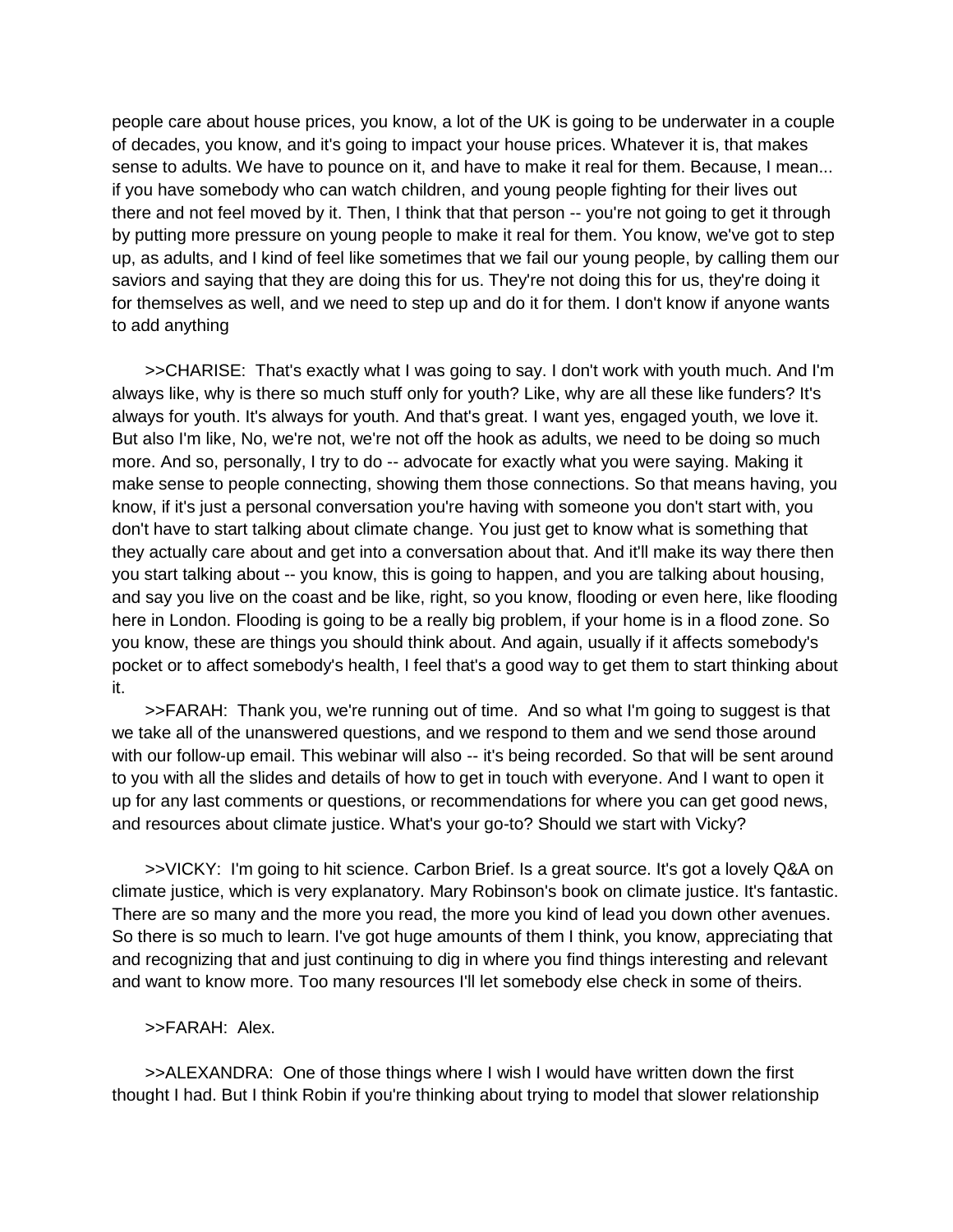people care about house prices, you know, a lot of the UK is going to be underwater in a couple of decades, you know, and it's going to impact your house prices. Whatever it is, that makes sense to adults. We have to pounce on it, and have to make it real for them. Because, I mean... if you have somebody who can watch children, and young people fighting for their lives out there and not feel moved by it. Then, I think that that person -- you're not going to get it through by putting more pressure on young people to make it real for them. You know, we've got to step up, as adults, and I kind of feel like sometimes that we fail our young people, by calling them our saviors and saying that they are doing this for us. They're not doing this for us, they're doing it for themselves as well, and we need to step up and do it for them. I don't know if anyone wants to add anything

>>CHARISE: That's exactly what I was going to say. I don't work with youth much. And I'm always like, why is there so much stuff only for youth? Like, why are all these like funders? It's always for youth. It's always for youth. And that's great. I want yes, engaged youth, we love it. But also I'm like, No, we're not, we're not off the hook as adults, we need to be doing so much more. And so, personally, I try to do -- advocate for exactly what you were saying. Making it make sense to people connecting, showing them those connections. So that means having, you know, if it's just a personal conversation you're having with someone you don't start with, you don't have to start talking about climate change. You just get to know what is something that they actually care about and get into a conversation about that. And it'll make its way there then you start talking about -- you know, this is going to happen, and you are talking about housing, and say you live on the coast and be like, right, so you know, flooding or even here, like flooding here in London. Flooding is going to be a really big problem, if your home is in a flood zone. So you know, these are things you should think about. And again, usually if it affects somebody's pocket or to affect somebody's health, I feel that's a good way to get them to start thinking about it.

>>FARAH: Thank you, we're running out of time. And so what I'm going to suggest is that we take all of the unanswered questions, and we respond to them and we send those around with our follow-up email. This webinar will also -- it's being recorded. So that will be sent around to you with all the slides and details of how to get in touch with everyone. And I want to open it up for any last comments or questions, or recommendations for where you can get good news, and resources about climate justice. What's your go-to? Should we start with Vicky?

>>VICKY: I'm going to hit science. Carbon Brief. Is a great source. It's got a lovely Q&A on climate justice, which is very explanatory. Mary Robinson's book on climate justice. It's fantastic. There are so many and the more you read, the more you kind of lead you down other avenues. So there is so much to learn. I've got huge amounts of them I think, you know, appreciating that and recognizing that and just continuing to dig in where you find things interesting and relevant and want to know more. Too many resources I'll let somebody else check in some of theirs.

>>FARAH: Alex.

>>ALEXANDRA: One of those things where I wish I would have written down the first thought I had. But I think Robin if you're thinking about trying to model that slower relationship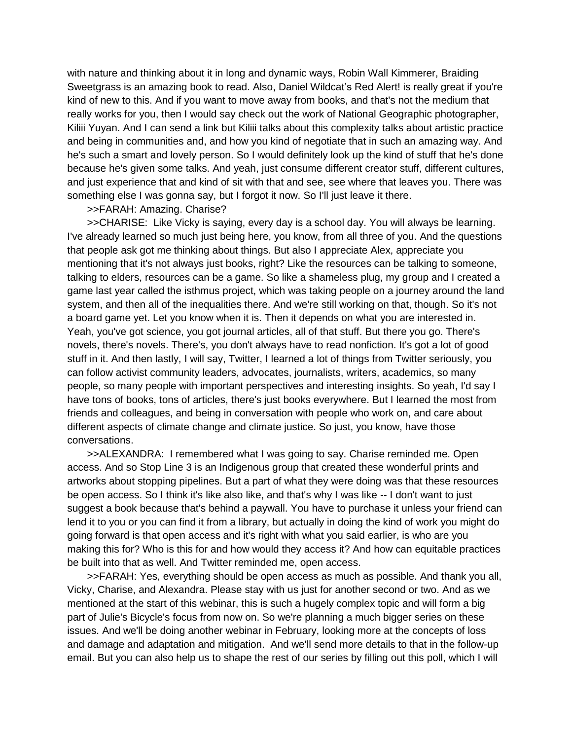with nature and thinking about it in long and dynamic ways, Robin Wall Kimmerer, Braiding Sweetgrass is an amazing book to read. Also, Daniel Wildcat's Red Alert! is really great if you're kind of new to this. And if you want to move away from books, and that's not the medium that really works for you, then I would say check out the work of National Geographic photographer, Kiliii Yuyan. And I can send a link but Kiliii talks about this complexity talks about artistic practice and being in communities and, and how you kind of negotiate that in such an amazing way. And he's such a smart and lovely person. So I would definitely look up the kind of stuff that he's done because he's given some talks. And yeah, just consume different creator stuff, different cultures, and just experience that and kind of sit with that and see, see where that leaves you. There was something else I was gonna say, but I forgot it now. So I'll just leave it there.

>>FARAH: Amazing. Charise?

>>CHARISE: Like Vicky is saying, every day is a school day. You will always be learning. I've already learned so much just being here, you know, from all three of you. And the questions that people ask got me thinking about things. But also I appreciate Alex, appreciate you mentioning that it's not always just books, right? Like the resources can be talking to someone, talking to elders, resources can be a game. So like a shameless plug, my group and I created a game last year called the isthmus project, which was taking people on a journey around the land system, and then all of the inequalities there. And we're still working on that, though. So it's not a board game yet. Let you know when it is. Then it depends on what you are interested in. Yeah, you've got science, you got journal articles, all of that stuff. But there you go. There's novels, there's novels. There's, you don't always have to read nonfiction. It's got a lot of good stuff in it. And then lastly, I will say, Twitter, I learned a lot of things from Twitter seriously, you can follow activist community leaders, advocates, journalists, writers, academics, so many people, so many people with important perspectives and interesting insights. So yeah, I'd say I have tons of books, tons of articles, there's just books everywhere. But I learned the most from friends and colleagues, and being in conversation with people who work on, and care about different aspects of climate change and climate justice. So just, you know, have those conversations.

>>ALEXANDRA: I remembered what I was going to say. Charise reminded me. Open access. And so Stop Line 3 is an Indigenous group that created these wonderful prints and artworks about stopping pipelines. But a part of what they were doing was that these resources be open access. So I think it's like also like, and that's why I was like -- I don't want to just suggest a book because that's behind a paywall. You have to purchase it unless your friend can lend it to you or you can find it from a library, but actually in doing the kind of work you might do going forward is that open access and it's right with what you said earlier, is who are you making this for? Who is this for and how would they access it? And how can equitable practices be built into that as well. And Twitter reminded me, open access.

>>FARAH: Yes, everything should be open access as much as possible. And thank you all, Vicky, Charise, and Alexandra. Please stay with us just for another second or two. And as we mentioned at the start of this webinar, this is such a hugely complex topic and will form a big part of Julie's Bicycle's focus from now on. So we're planning a much bigger series on these issues. And we'll be doing another webinar in February, looking more at the concepts of loss and damage and adaptation and mitigation. And we'll send more details to that in the follow-up email. But you can also help us to shape the rest of our series by filling out this poll, which I will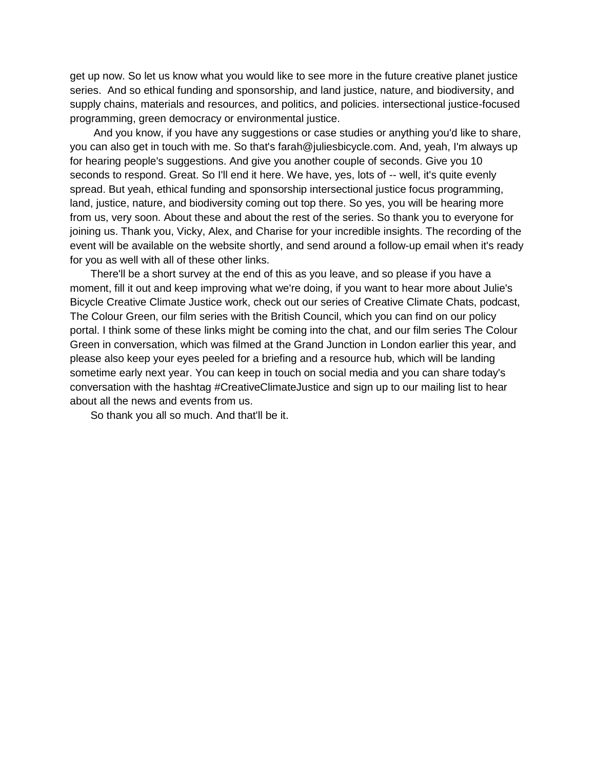get up now. So let us know what you would like to see more in the future creative planet justice series. And so ethical funding and sponsorship, and land justice, nature, and biodiversity, and supply chains, materials and resources, and politics, and policies. intersectional justice-focused programming, green democracy or environmental justice.

And you know, if you have any suggestions or case studies or anything you'd like to share, you can also get in touch with me. So that's farah@juliesbicycle.com. And, yeah, I'm always up for hearing people's suggestions. And give you another couple of seconds. Give you 10 seconds to respond. Great. So I'll end it here. We have, yes, lots of -- well, it's quite evenly spread. But yeah, ethical funding and sponsorship intersectional justice focus programming, land, justice, nature, and biodiversity coming out top there. So yes, you will be hearing more from us, very soon. About these and about the rest of the series. So thank you to everyone for joining us. Thank you, Vicky, Alex, and Charise for your incredible insights. The recording of the event will be available on the website shortly, and send around a follow-up email when it's ready for you as well with all of these other links.

There'll be a short survey at the end of this as you leave, and so please if you have a moment, fill it out and keep improving what we're doing, if you want to hear more about Julie's Bicycle Creative Climate Justice work, check out our series of Creative Climate Chats, podcast, The Colour Green, our film series with the British Council, which you can find on our policy portal. I think some of these links might be coming into the chat, and our film series The Colour Green in conversation, which was filmed at the Grand Junction in London earlier this year, and please also keep your eyes peeled for a briefing and a resource hub, which will be landing sometime early next year. You can keep in touch on social media and you can share today's conversation with the hashtag #CreativeClimateJustice and sign up to our mailing list to hear about all the news and events from us.

So thank you all so much. And that'll be it.